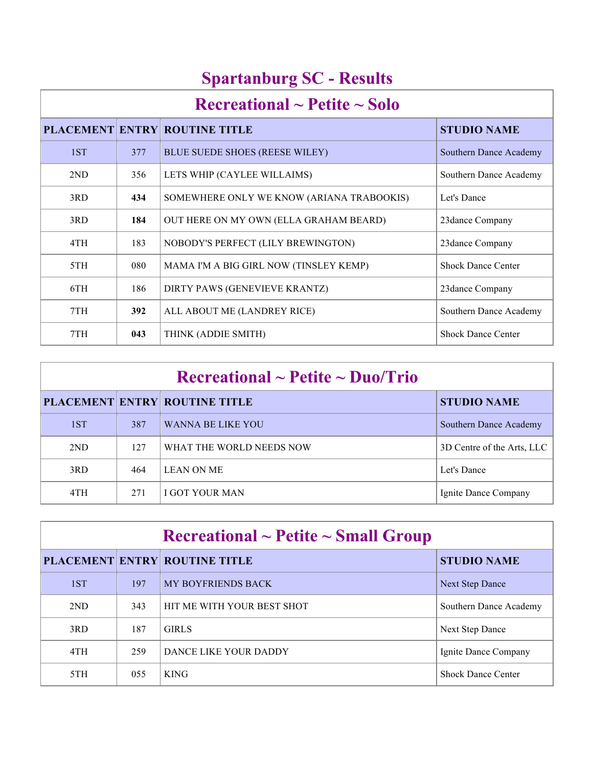# Spartanburg SC - Results

## Recreational ~ Petite ~ Solo

| PLACEMENT | ENTRY | ROUTINE TITLE | STUDIO NAME |
|---|---|---|---|
| 1ST | 377 | BLUE SUEDE SHOES (REESE WILEY) | Southern Dance Academy |
| 2ND | 356 | LETS WHIP (CAYLEE WILLAIMS) | Southern Dance Academy |
| 3RD | **434** | SOMEWHERE ONLY WE KNOW (ARIANA TRABOOKIS) | Let's Dance |
| 3RD | **184** | OUT HERE ON MY OWN (ELLA GRAHAM BEARD) | 23dance Company |
| 4TH | 183 | NOBODY'S PERFECT (LILY BREWINGTON) | 23dance Company |
| 5TH | 080 | MAMA I'M A BIG GIRL NOW (TINSLEY KEMP) | Shock Dance Center |
| 6TH | 186 | DIRTY PAWS (GENEVIEVE KRANTZ) | 23dance Company |
| 7TH | **392** | ALL ABOUT ME (LANDREY RICE) | Southern Dance Academy |
| 7TH | **043** | THINK (ADDIE SMITH) | Shock Dance Center |

## Recreational ~ Petite ~ Duo/Trio

| PLACEMENT | ENTRY | ROUTINE TITLE | STUDIO NAME |
|---|---|---|---|
| 1ST | 387 | WANNA BE LIKE YOU | Southern Dance Academy |
| 2ND | 127 | WHAT THE WORLD NEEDS NOW | 3D Centre of the Arts, LLC |
| 3RD | 464 | LEAN ON ME | Let's Dance |
| 4TH | 271 | I GOT YOUR MAN | Ignite Dance Company |

## Recreational ~ Petite ~ Small Group

| PLACEMENT | ENTRY | ROUTINE TITLE | STUDIO NAME |
|---|---|---|---|
| 1ST | 197 | MY BOYFRIENDS BACK | Next Step Dance |
| 2ND | 343 | HIT ME WITH YOUR BEST SHOT | Southern Dance Academy |
| 3RD | 187 | GIRLS | Next Step Dance |
| 4TH | 259 | DANCE LIKE YOUR DADDY | Ignite Dance Company |
| 5TH | 055 | KING | Shock Dance Center |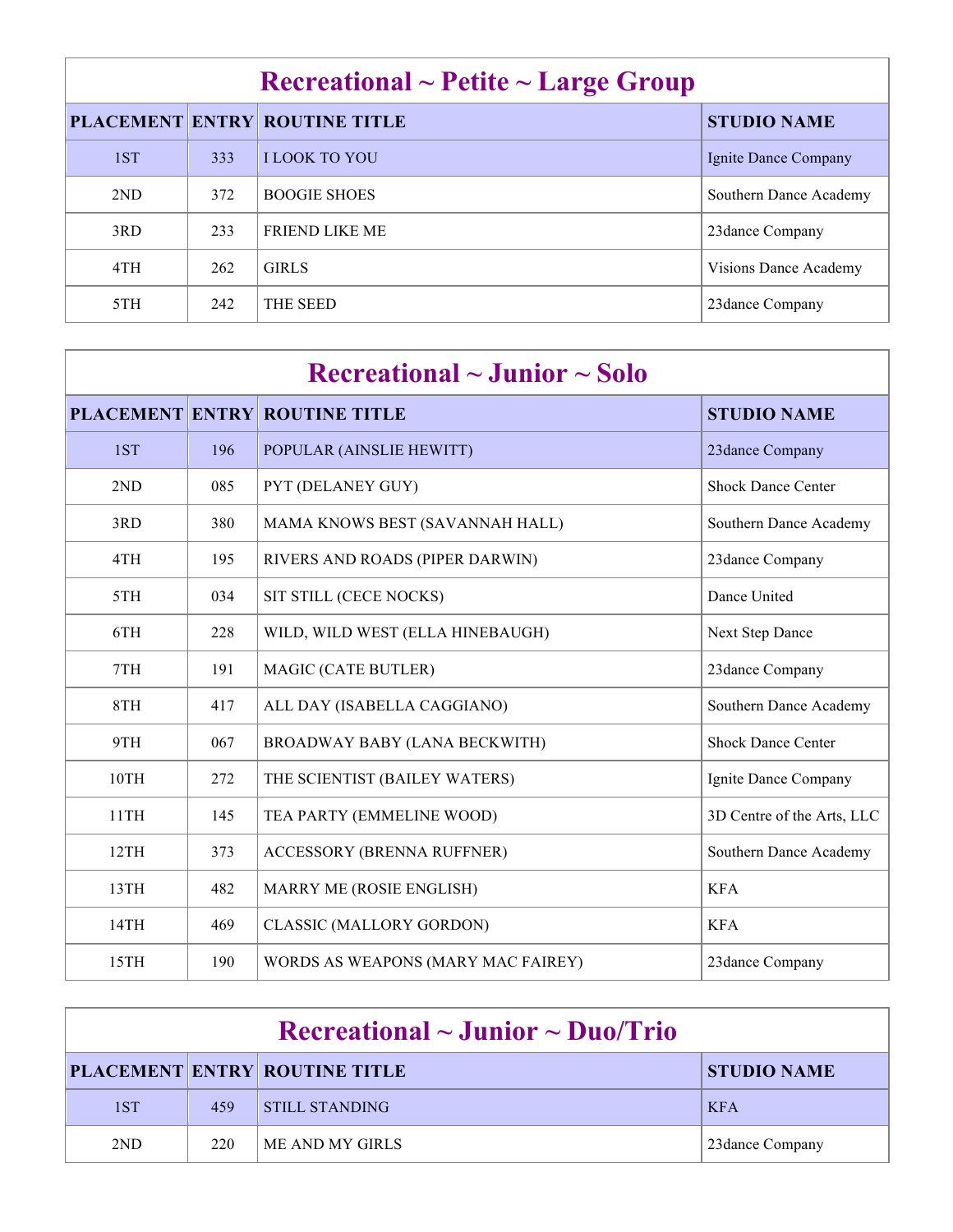## Recreational ~ Petite ~ Large Group

| PLACEMENT | ENTRY | ROUTINE TITLE | STUDIO NAME |
|---|---|---|---|
| 1ST | 333 | I LOOK TO YOU | Ignite Dance Company |
| 2ND | 372 | BOOGIE SHOES | Southern Dance Academy |
| 3RD | 233 | FRIEND LIKE ME | 23dance Company |
| 4TH | 262 | GIRLS | Visions Dance Academy |
| 5TH | 242 | THE SEED | 23dance Company |

## Recreational ~ Junior ~ Solo

| PLACEMENT | ENTRY | ROUTINE TITLE | STUDIO NAME |
|---|---|---|---|
| 1ST | 196 | POPULAR (AINSLIE HEWITT) | 23dance Company |
| 2ND | 085 | PYT (DELANEY GUY) | Shock Dance Center |
| 3RD | 380 | MAMA KNOWS BEST (SAVANNAH HALL) | Southern Dance Academy |
| 4TH | 195 | RIVERS AND ROADS (PIPER DARWIN) | 23dance Company |
| 5TH | 034 | SIT STILL (CECE NOCKS) | Dance United |
| 6TH | 228 | WILD, WILD WEST (ELLA HINEBAUGH) | Next Step Dance |
| 7TH | 191 | MAGIC (CATE BUTLER) | 23dance Company |
| 8TH | 417 | ALL DAY (ISABELLA CAGGIANO) | Southern Dance Academy |
| 9TH | 067 | BROADWAY BABY (LANA BECKWITH) | Shock Dance Center |
| 10TH | 272 | THE SCIENTIST (BAILEY WATERS) | Ignite Dance Company |
| 11TH | 145 | TEA PARTY (EMMELINE WOOD) | 3D Centre of the Arts, LLC |
| 12TH | 373 | ACCESSORY (BRENNA RUFFNER) | Southern Dance Academy |
| 13TH | 482 | MARRY ME (ROSIE ENGLISH) | KFA |
| 14TH | 469 | CLASSIC (MALLORY GORDON) | KFA |
| 15TH | 190 | WORDS AS WEAPONS (MARY MAC FAIREY) | 23dance Company |

## Recreational ~ Junior ~ Duo/Trio

| PLACEMENT | ENTRY | ROUTINE TITLE | STUDIO NAME |
|---|---|---|---|
| 1ST | 459 | STILL STANDING | KFA |
| 2ND | 220 | ME AND MY GIRLS | 23dance Company |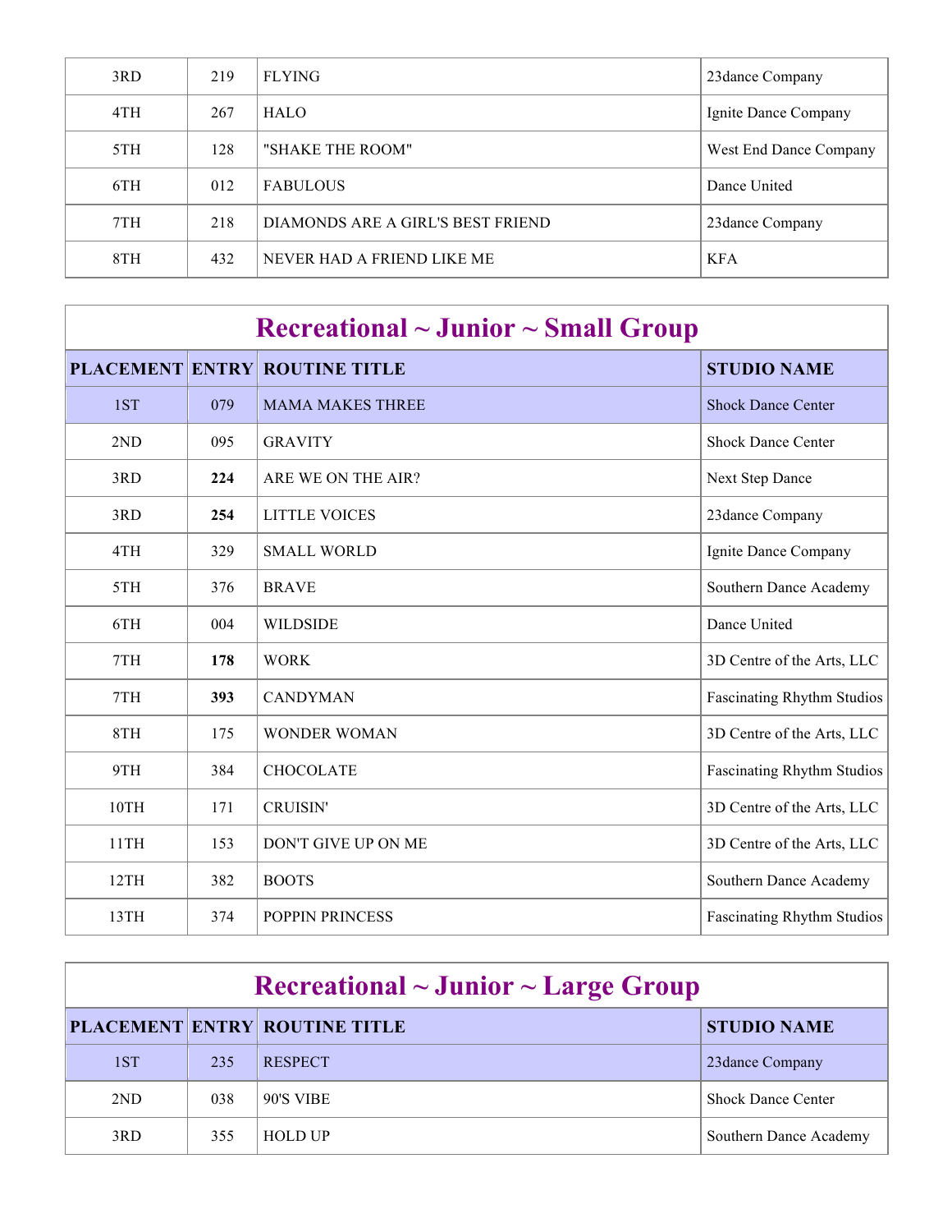| | | | |
|---|---|---|---|
| 3RD | 219 | FLYING | 23dance Company |
| 4TH | 267 | HALO | Ignite Dance Company |
| 5TH | 128 | "SHAKE THE ROOM" | West End Dance Company |
| 6TH | 012 | FABULOUS | Dance United |
| 7TH | 218 | DIAMONDS ARE A GIRL'S BEST FRIEND | 23dance Company |
| 8TH | 432 | NEVER HAD A FRIEND LIKE ME | KFA |

## Recreational ~ Junior ~ Small Group

| PLACEMENT | ENTRY | ROUTINE TITLE | STUDIO NAME |
|---|---|---|---|
| 1ST | 079 | MAMA MAKES THREE | Shock Dance Center |
| 2ND | 095 | GRAVITY | Shock Dance Center |
| 3RD | **224** | ARE WE ON THE AIR? | Next Step Dance |
| 3RD | **254** | LITTLE VOICES | 23dance Company |
| 4TH | 329 | SMALL WORLD | Ignite Dance Company |
| 5TH | 376 | BRAVE | Southern Dance Academy |
| 6TH | 004 | WILDSIDE | Dance United |
| 7TH | **178** | WORK | 3D Centre of the Arts, LLC |
| 7TH | **393** | CANDYMAN | Fascinating Rhythm Studios |
| 8TH | 175 | WONDER WOMAN | 3D Centre of the Arts, LLC |
| 9TH | 384 | CHOCOLATE | Fascinating Rhythm Studios |
| 10TH | 171 | CRUISIN' | 3D Centre of the Arts, LLC |
| 11TH | 153 | DON'T GIVE UP ON ME | 3D Centre of the Arts, LLC |
| 12TH | 382 | BOOTS | Southern Dance Academy |
| 13TH | 374 | POPPIN PRINCESS | Fascinating Rhythm Studios |

## Recreational ~ Junior ~ Large Group

| PLACEMENT | ENTRY | ROUTINE TITLE | STUDIO NAME |
|---|---|---|---|
| 1ST | 235 | RESPECT | 23dance Company |
| 2ND | 038 | 90'S VIBE | Shock Dance Center |
| 3RD | 355 | HOLD UP | Southern Dance Academy |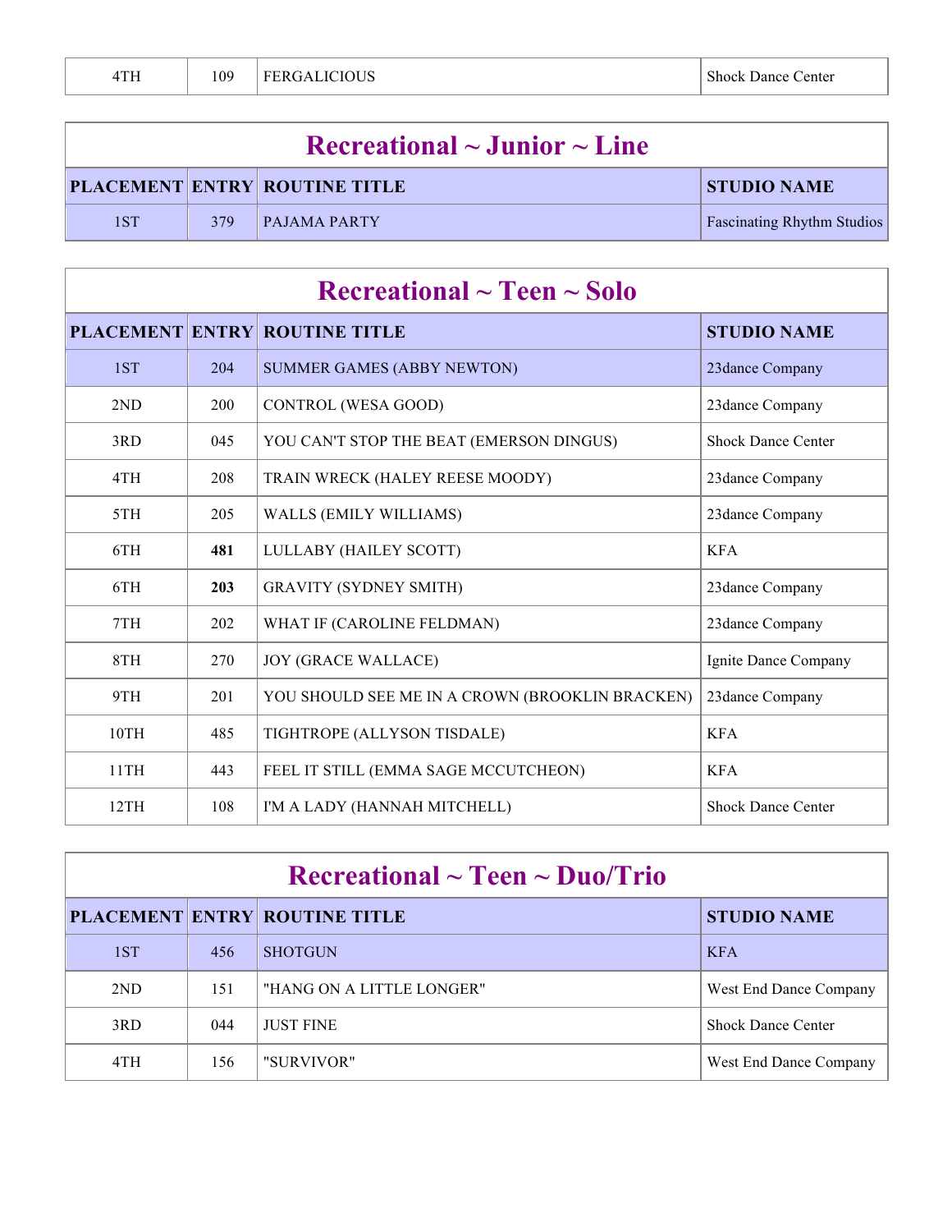| 4TH | 109 | FERGALICIOUS | Shock Dance Center |
|---|---|---|---|

## Recreational ~ Junior ~ Line

| PLACEMENT | ENTRY | ROUTINE TITLE | STUDIO NAME |
|---|---|---|---|
| 1ST | 379 | PAJAMA PARTY | Fascinating Rhythm Studios |

## Recreational ~ Teen ~ Solo

| PLACEMENT | ENTRY | ROUTINE TITLE | STUDIO NAME |
|---|---|---|---|
| 1ST | 204 | SUMMER GAMES (ABBY NEWTON) | 23dance Company |
| 2ND | 200 | CONTROL (WESA GOOD) | 23dance Company |
| 3RD | 045 | YOU CAN'T STOP THE BEAT (EMERSON DINGUS) | Shock Dance Center |
| 4TH | 208 | TRAIN WRECK (HALEY REESE MOODY) | 23dance Company |
| 5TH | 205 | WALLS (EMILY WILLIAMS) | 23dance Company |
| 6TH | **481** | LULLABY (HAILEY SCOTT) | KFA |
| 6TH | **203** | GRAVITY (SYDNEY SMITH) | 23dance Company |
| 7TH | 202 | WHAT IF (CAROLINE FELDMAN) | 23dance Company |
| 8TH | 270 | JOY (GRACE WALLACE) | Ignite Dance Company |
| 9TH | 201 | YOU SHOULD SEE ME IN A CROWN (BROOKLIN BRACKEN) | 23dance Company |
| 10TH | 485 | TIGHTROPE (ALLYSON TISDALE) | KFA |
| 11TH | 443 | FEEL IT STILL (EMMA SAGE MCCUTCHEON) | KFA |
| 12TH | 108 | I'M A LADY (HANNAH MITCHELL) | Shock Dance Center |

## Recreational ~ Teen ~ Duo/Trio

| PLACEMENT | ENTRY | ROUTINE TITLE | STUDIO NAME |
|---|---|---|---|
| 1ST | 456 | SHOTGUN | KFA |
| 2ND | 151 | "HANG ON A LITTLE LONGER" | West End Dance Company |
| 3RD | 044 | JUST FINE | Shock Dance Center |
| 4TH | 156 | "SURVIVOR" | West End Dance Company |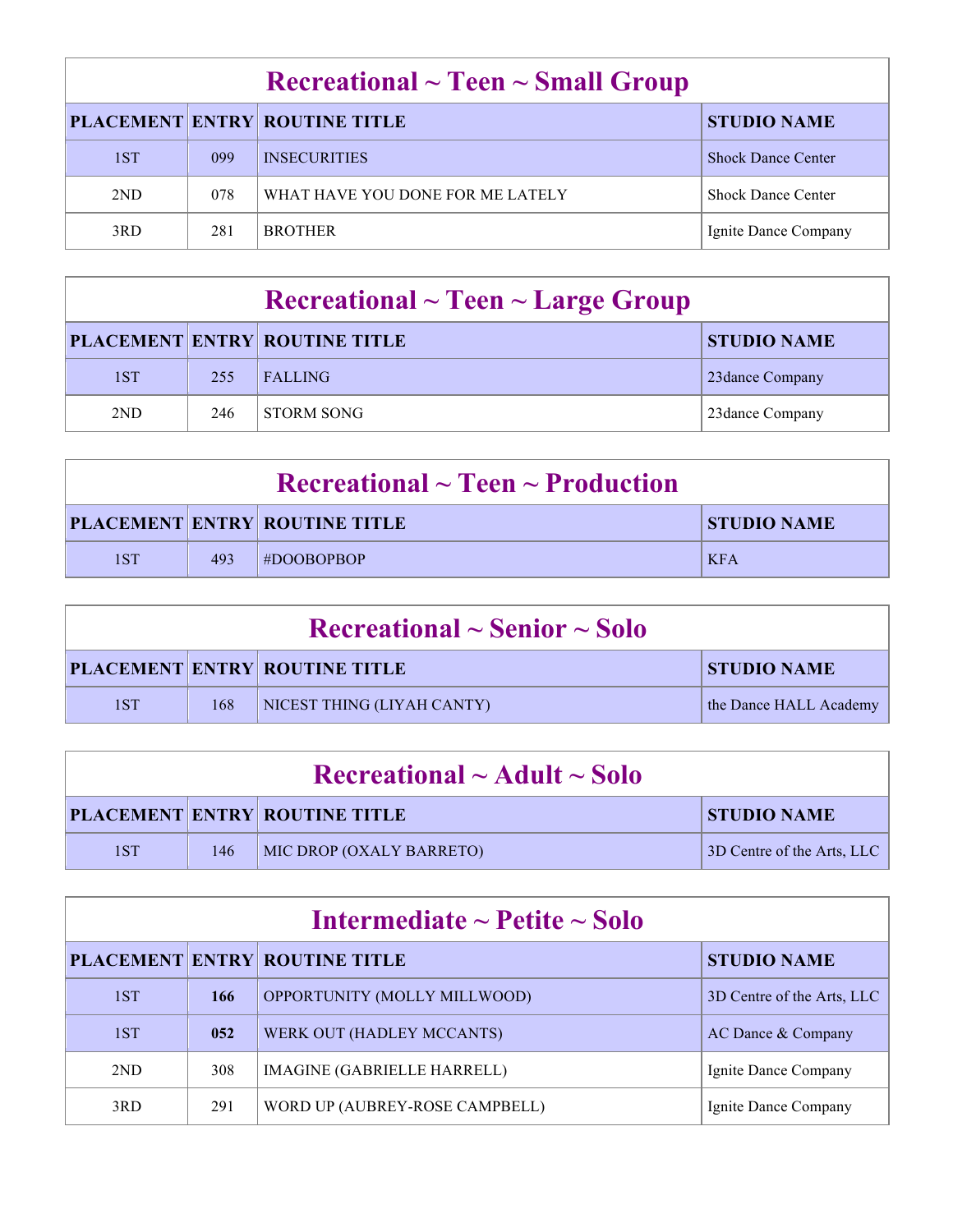## Recreational ~ Teen ~ Small Group

| PLACEMENT | ENTRY | ROUTINE TITLE | STUDIO NAME |
|---|---|---|---|
| 1ST | 099 | INSECURITIES | Shock Dance Center |
| 2ND | 078 | WHAT HAVE YOU DONE FOR ME LATELY | Shock Dance Center |
| 3RD | 281 | BROTHER | Ignite Dance Company |

## Recreational ~ Teen ~ Large Group

| PLACEMENT | ENTRY | ROUTINE TITLE | STUDIO NAME |
|---|---|---|---|
| 1ST | 255 | FALLING | 23dance Company |
| 2ND | 246 | STORM SONG | 23dance Company |

## Recreational ~ Teen ~ Production

| PLACEMENT | ENTRY | ROUTINE TITLE | STUDIO NAME |
|---|---|---|---|
| 1ST | 493 | #DOOBOPBOP | KFA |

## Recreational ~ Senior ~ Solo

| PLACEMENT | ENTRY | ROUTINE TITLE | STUDIO NAME |
|---|---|---|---|
| 1ST | 168 | NICEST THING (LIYAH CANTY) | the Dance HALL Academy |

## Recreational ~ Adult ~ Solo

| PLACEMENT | ENTRY | ROUTINE TITLE | STUDIO NAME |
|---|---|---|---|
| 1ST | 146 | MIC DROP (OXALY BARRETO) | 3D Centre of the Arts, LLC |

## Intermediate ~ Petite ~ Solo

| PLACEMENT | ENTRY | ROUTINE TITLE | STUDIO NAME |
|---|---|---|---|
| 1ST | **166** | OPPORTUNITY (MOLLY MILLWOOD) | 3D Centre of the Arts, LLC |
| 1ST | **052** | WERK OUT (HADLEY MCCANTS) | AC Dance & Company |
| 2ND | 308 | IMAGINE (GABRIELLE HARRELL) | Ignite Dance Company |
| 3RD | 291 | WORD UP (AUBREY-ROSE CAMPBELL) | Ignite Dance Company |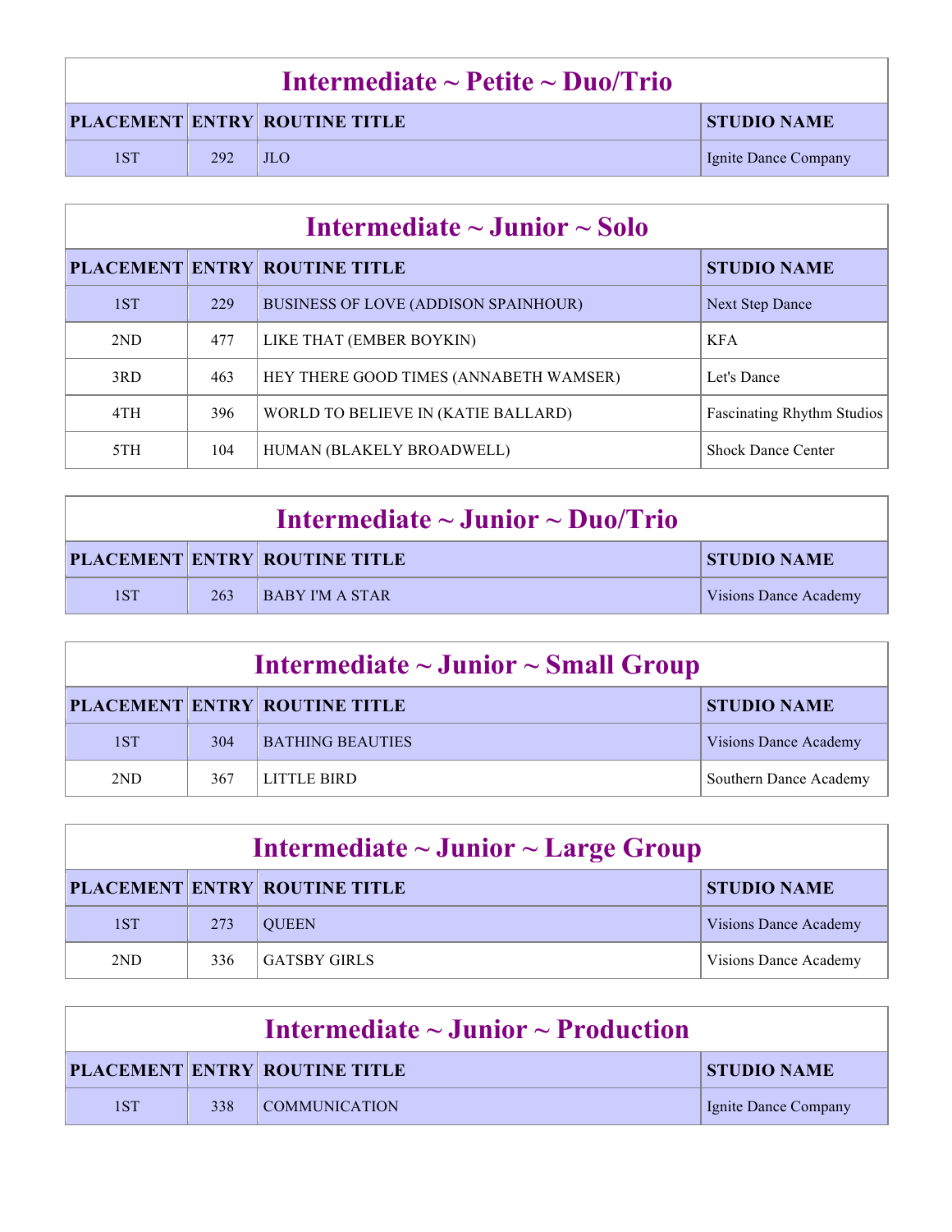## Intermediate ~ Petite ~ Duo/Trio

| PLACEMENT | ENTRY | ROUTINE TITLE | STUDIO NAME |
|---|---|---|---|
| 1ST | 292 | JLO | Ignite Dance Company |

## Intermediate ~ Junior ~ Solo

| PLACEMENT | ENTRY | ROUTINE TITLE | STUDIO NAME |
|---|---|---|---|
| 1ST | 229 | BUSINESS OF LOVE (ADDISON SPAINHOUR) | Next Step Dance |
| 2ND | 477 | LIKE THAT (EMBER BOYKIN) | KFA |
| 3RD | 463 | HEY THERE GOOD TIMES (ANNABETH WAMSER) | Let's Dance |
| 4TH | 396 | WORLD TO BELIEVE IN (KATIE BALLARD) | Fascinating Rhythm Studios |
| 5TH | 104 | HUMAN (BLAKELY BROADWELL) | Shock Dance Center |

## Intermediate ~ Junior ~ Duo/Trio

| PLACEMENT | ENTRY | ROUTINE TITLE | STUDIO NAME |
|---|---|---|---|
| 1ST | 263 | BABY I'M A STAR | Visions Dance Academy |

## Intermediate ~ Junior ~ Small Group

| PLACEMENT | ENTRY | ROUTINE TITLE | STUDIO NAME |
|---|---|---|---|
| 1ST | 304 | BATHING BEAUTIES | Visions Dance Academy |
| 2ND | 367 | LITTLE BIRD | Southern Dance Academy |

## Intermediate ~ Junior ~ Large Group

| PLACEMENT | ENTRY | ROUTINE TITLE | STUDIO NAME |
|---|---|---|---|
| 1ST | 273 | QUEEN | Visions Dance Academy |
| 2ND | 336 | GATSBY GIRLS | Visions Dance Academy |

## Intermediate ~ Junior ~ Production

| PLACEMENT | ENTRY | ROUTINE TITLE | STUDIO NAME |
|---|---|---|---|
| 1ST | 338 | COMMUNICATION | Ignite Dance Company |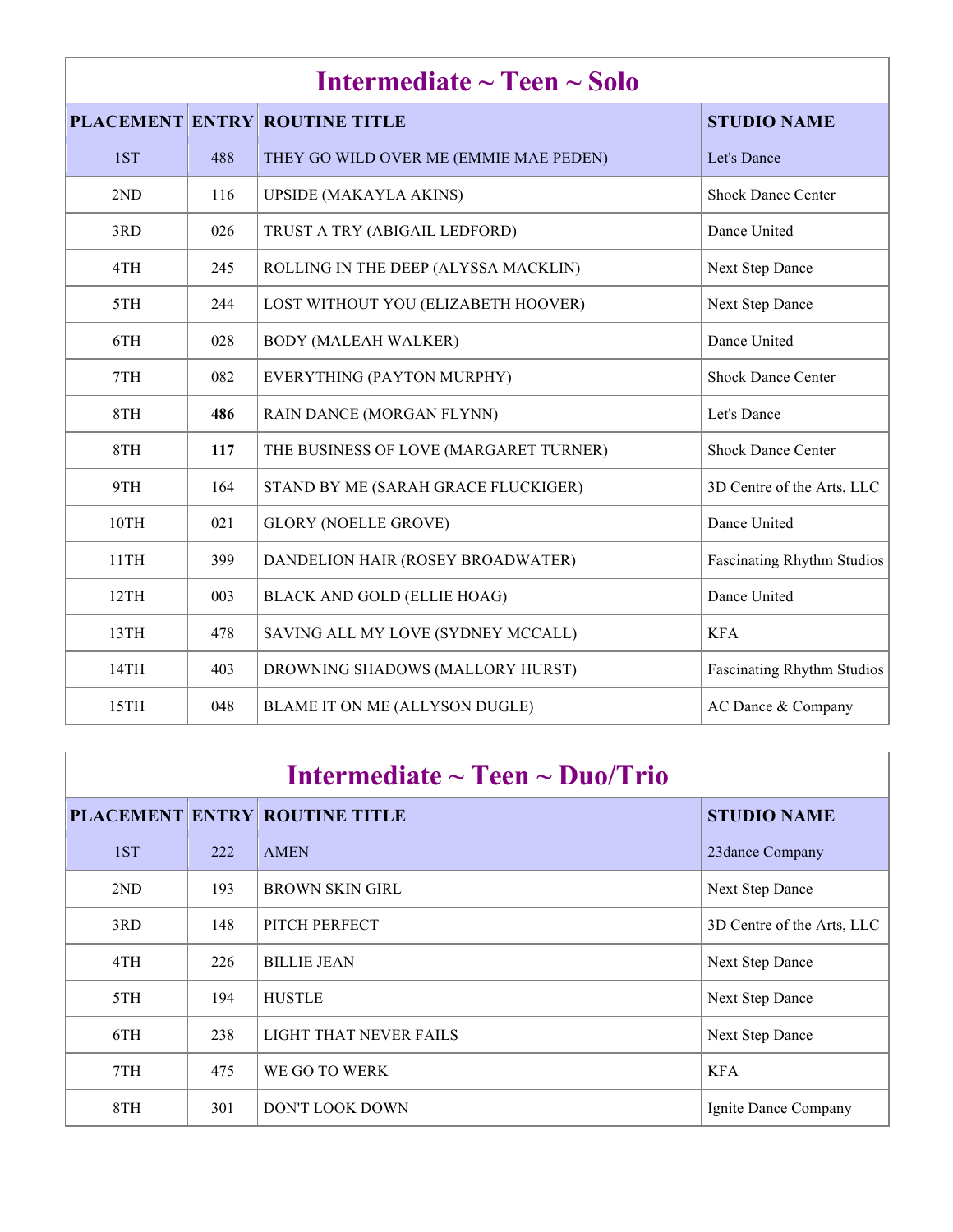## Intermediate ~ Teen ~ Solo

| PLACEMENT | ENTRY | ROUTINE TITLE | STUDIO NAME |
|---|---|---|---|
| 1ST | 488 | THEY GO WILD OVER ME (EMMIE MAE PEDEN) | Let's Dance |
| 2ND | 116 | UPSIDE (MAKAYLA AKINS) | Shock Dance Center |
| 3RD | 026 | TRUST A TRY (ABIGAIL LEDFORD) | Dance United |
| 4TH | 245 | ROLLING IN THE DEEP (ALYSSA MACKLIN) | Next Step Dance |
| 5TH | 244 | LOST WITHOUT YOU (ELIZABETH HOOVER) | Next Step Dance |
| 6TH | 028 | BODY (MALEAH WALKER) | Dance United |
| 7TH | 082 | EVERYTHING (PAYTON MURPHY) | Shock Dance Center |
| 8TH | **486** | RAIN DANCE (MORGAN FLYNN) | Let's Dance |
| 8TH | **117** | THE BUSINESS OF LOVE (MARGARET TURNER) | Shock Dance Center |
| 9TH | 164 | STAND BY ME (SARAH GRACE FLUCKIGER) | 3D Centre of the Arts, LLC |
| 10TH | 021 | GLORY (NOELLE GROVE) | Dance United |
| 11TH | 399 | DANDELION HAIR (ROSEY BROADWATER) | Fascinating Rhythm Studios |
| 12TH | 003 | BLACK AND GOLD (ELLIE HOAG) | Dance United |
| 13TH | 478 | SAVING ALL MY LOVE (SYDNEY MCCALL) | KFA |
| 14TH | 403 | DROWNING SHADOWS (MALLORY HURST) | Fascinating Rhythm Studios |
| 15TH | 048 | BLAME IT ON ME (ALLYSON DUGLE) | AC Dance & Company |

## Intermediate ~ Teen ~ Duo/Trio

| PLACEMENT | ENTRY | ROUTINE TITLE | STUDIO NAME |
|---|---|---|---|
| 1ST | 222 | AMEN | 23dance Company |
| 2ND | 193 | BROWN SKIN GIRL | Next Step Dance |
| 3RD | 148 | PITCH PERFECT | 3D Centre of the Arts, LLC |
| 4TH | 226 | BILLIE JEAN | Next Step Dance |
| 5TH | 194 | HUSTLE | Next Step Dance |
| 6TH | 238 | LIGHT THAT NEVER FAILS | Next Step Dance |
| 7TH | 475 | WE GO TO WERK | KFA |
| 8TH | 301 | DON'T LOOK DOWN | Ignite Dance Company |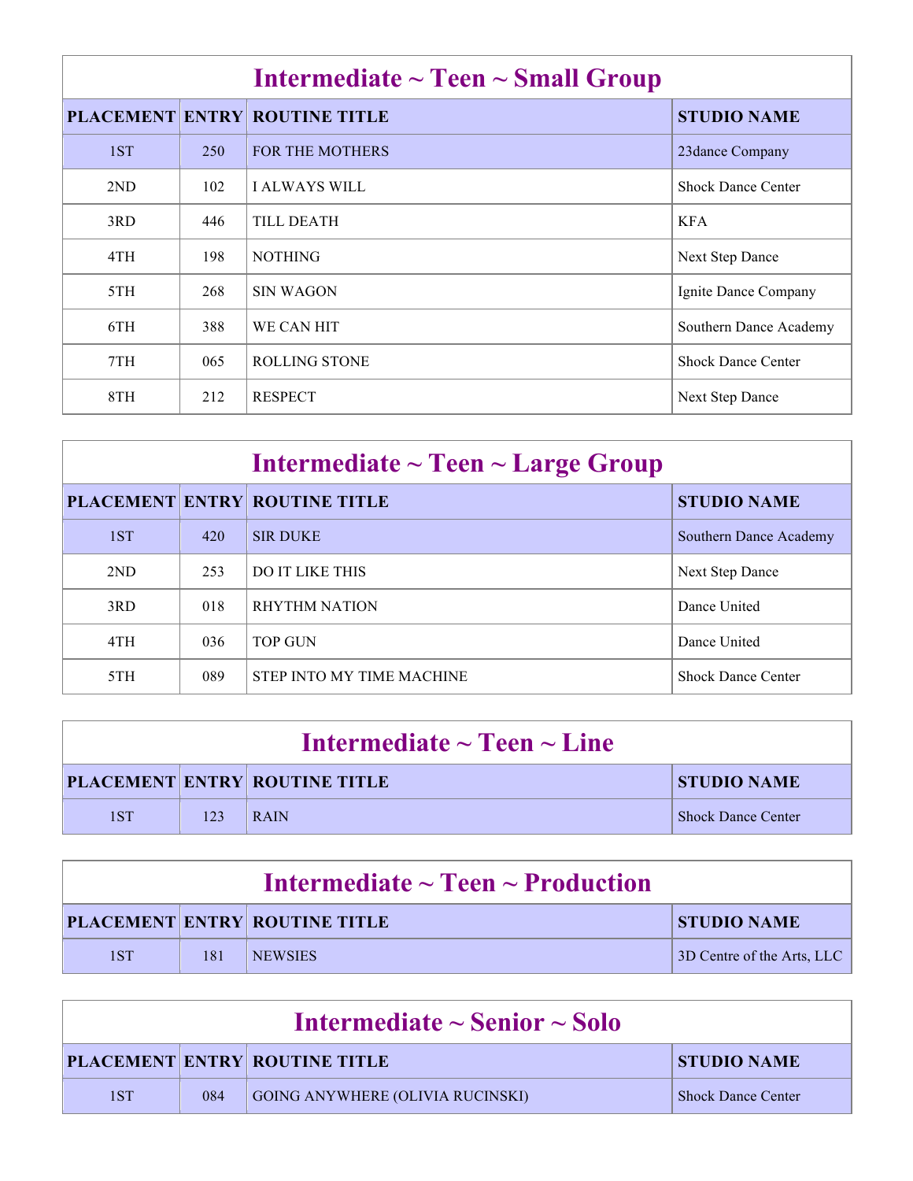## Intermediate ~ Teen ~ Small Group

| PLACEMENT | ENTRY | ROUTINE TITLE | STUDIO NAME |
|---|---|---|---|
| 1ST | 250 | FOR THE MOTHERS | 23dance Company |
| 2ND | 102 | I ALWAYS WILL | Shock Dance Center |
| 3RD | 446 | TILL DEATH | KFA |
| 4TH | 198 | NOTHING | Next Step Dance |
| 5TH | 268 | SIN WAGON | Ignite Dance Company |
| 6TH | 388 | WE CAN HIT | Southern Dance Academy |
| 7TH | 065 | ROLLING STONE | Shock Dance Center |
| 8TH | 212 | RESPECT | Next Step Dance |

## Intermediate ~ Teen ~ Large Group

| PLACEMENT | ENTRY | ROUTINE TITLE | STUDIO NAME |
|---|---|---|---|
| 1ST | 420 | SIR DUKE | Southern Dance Academy |
| 2ND | 253 | DO IT LIKE THIS | Next Step Dance |
| 3RD | 018 | RHYTHM NATION | Dance United |
| 4TH | 036 | TOP GUN | Dance United |
| 5TH | 089 | STEP INTO MY TIME MACHINE | Shock Dance Center |

## Intermediate ~ Teen ~ Line

| PLACEMENT | ENTRY | ROUTINE TITLE | STUDIO NAME |
|---|---|---|---|
| 1ST | 123 | RAIN | Shock Dance Center |

## Intermediate ~ Teen ~ Production

| PLACEMENT | ENTRY | ROUTINE TITLE | STUDIO NAME |
|---|---|---|---|
| 1ST | 181 | NEWSIES | 3D Centre of the Arts, LLC |

## Intermediate ~ Senior ~ Solo

| PLACEMENT | ENTRY | ROUTINE TITLE | STUDIO NAME |
|---|---|---|---|
| 1ST | 084 | GOING ANYWHERE (OLIVIA RUCINSKI) | Shock Dance Center |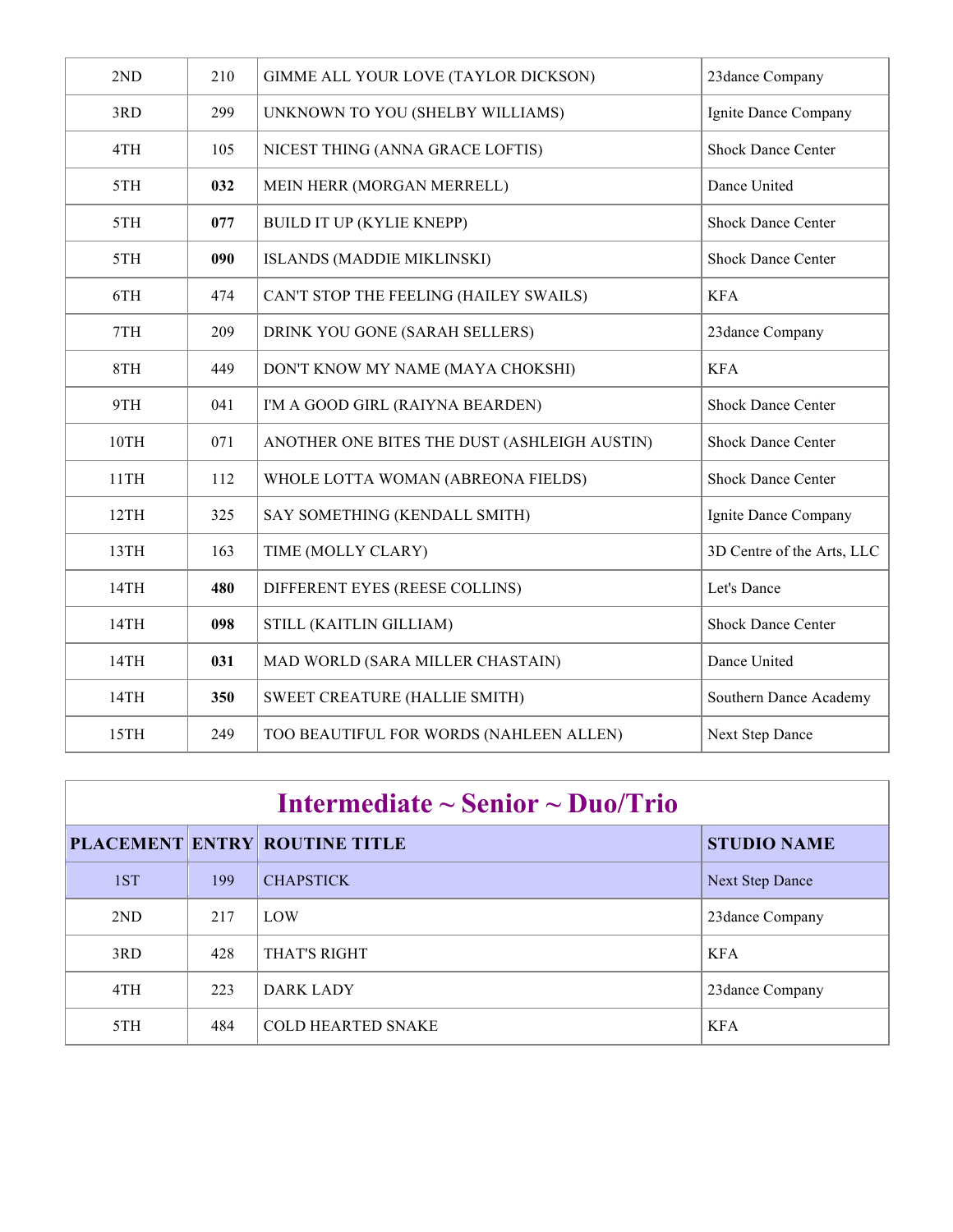| | | | |
|---|---|---|---|
| 2ND | 210 | GIMME ALL YOUR LOVE (TAYLOR DICKSON) | 23dance Company |
| 3RD | 299 | UNKNOWN TO YOU (SHELBY WILLIAMS) | Ignite Dance Company |
| 4TH | 105 | NICEST THING (ANNA GRACE LOFTIS) | Shock Dance Center |
| 5TH | **032** | MEIN HERR (MORGAN MERRELL) | Dance United |
| 5TH | **077** | BUILD IT UP (KYLIE KNEPP) | Shock Dance Center |
| 5TH | **090** | ISLANDS (MADDIE MIKLINSKI) | Shock Dance Center |
| 6TH | 474 | CAN'T STOP THE FEELING (HAILEY SWAILS) | KFA |
| 7TH | 209 | DRINK YOU GONE (SARAH SELLERS) | 23dance Company |
| 8TH | 449 | DON'T KNOW MY NAME (MAYA CHOKSHI) | KFA |
| 9TH | 041 | I'M A GOOD GIRL (RAIYNA BEARDEN) | Shock Dance Center |
| 10TH | 071 | ANOTHER ONE BITES THE DUST (ASHLEIGH AUSTIN) | Shock Dance Center |
| 11TH | 112 | WHOLE LOTTA WOMAN (ABREONA FIELDS) | Shock Dance Center |
| 12TH | 325 | SAY SOMETHING (KENDALL SMITH) | Ignite Dance Company |
| 13TH | 163 | TIME (MOLLY CLARY) | 3D Centre of the Arts, LLC |
| 14TH | **480** | DIFFERENT EYES (REESE COLLINS) | Let's Dance |
| 14TH | **098** | STILL (KAITLIN GILLIAM) | Shock Dance Center |
| 14TH | **031** | MAD WORLD (SARA MILLER CHASTAIN) | Dance United |
| 14TH | **350** | SWEET CREATURE (HALLIE SMITH) | Southern Dance Academy |
| 15TH | 249 | TOO BEAUTIFUL FOR WORDS (NAHLEEN ALLEN) | Next Step Dance |

## Intermediate ~ Senior ~ Duo/Trio

| PLACEMENT | ENTRY | ROUTINE TITLE | STUDIO NAME |
|---|---|---|---|
| 1ST | 199 | CHAPSTICK | Next Step Dance |
| 2ND | 217 | LOW | 23dance Company |
| 3RD | 428 | THAT'S RIGHT | KFA |
| 4TH | 223 | DARK LADY | 23dance Company |
| 5TH | 484 | COLD HEARTED SNAKE | KFA |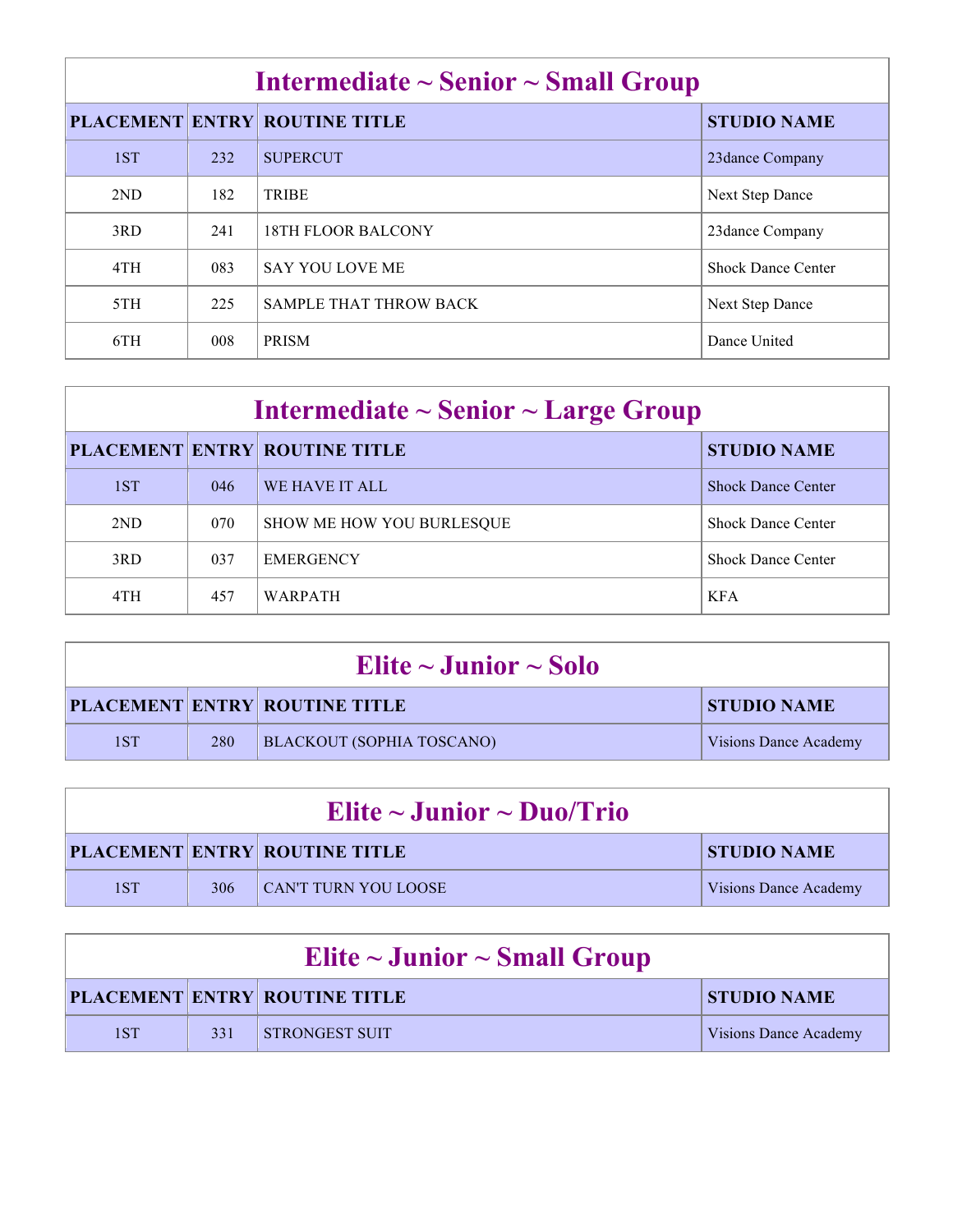## Intermediate ~ Senior ~ Small Group

| PLACEMENT | ENTRY | ROUTINE TITLE | STUDIO NAME |
|---|---|---|---|
| 1ST | 232 | SUPERCUT | 23dance Company |
| 2ND | 182 | TRIBE | Next Step Dance |
| 3RD | 241 | 18TH FLOOR BALCONY | 23dance Company |
| 4TH | 083 | SAY YOU LOVE ME | Shock Dance Center |
| 5TH | 225 | SAMPLE THAT THROW BACK | Next Step Dance |
| 6TH | 008 | PRISM | Dance United |

## Intermediate ~ Senior ~ Large Group

| PLACEMENT | ENTRY | ROUTINE TITLE | STUDIO NAME |
|---|---|---|---|
| 1ST | 046 | WE HAVE IT ALL | Shock Dance Center |
| 2ND | 070 | SHOW ME HOW YOU BURLESQUE | Shock Dance Center |
| 3RD | 037 | EMERGENCY | Shock Dance Center |
| 4TH | 457 | WARPATH | KFA |

## Elite ~ Junior ~ Solo

| PLACEMENT | ENTRY | ROUTINE TITLE | STUDIO NAME |
|---|---|---|---|
| 1ST | 280 | BLACKOUT (SOPHIA TOSCANO) | Visions Dance Academy |

## Elite ~ Junior ~ Duo/Trio

| PLACEMENT | ENTRY | ROUTINE TITLE | STUDIO NAME |
|---|---|---|---|
| 1ST | 306 | CAN'T TURN YOU LOOSE | Visions Dance Academy |

## Elite ~ Junior ~ Small Group

| PLACEMENT | ENTRY | ROUTINE TITLE | STUDIO NAME |
|---|---|---|---|
| 1ST | 331 | STRONGEST SUIT | Visions Dance Academy |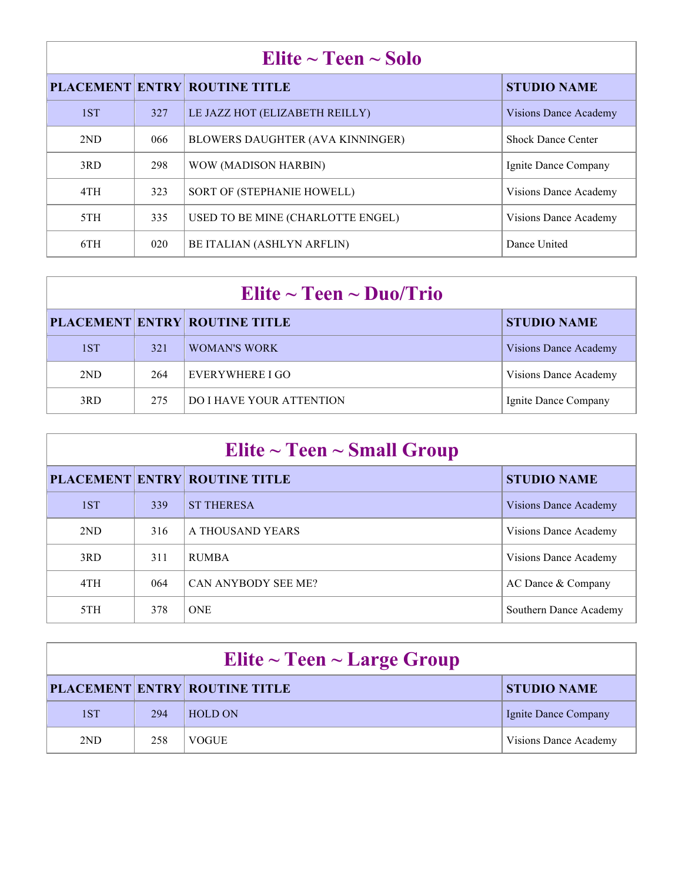## Elite ~ Teen ~ Solo

| PLACEMENT | ENTRY | ROUTINE TITLE | STUDIO NAME |
|---|---|---|---|
| 1ST | 327 | LE JAZZ HOT (ELIZABETH REILLY) | Visions Dance Academy |
| 2ND | 066 | BLOWERS DAUGHTER (AVA KINNINGER) | Shock Dance Center |
| 3RD | 298 | WOW (MADISON HARBIN) | Ignite Dance Company |
| 4TH | 323 | SORT OF (STEPHANIE HOWELL) | Visions Dance Academy |
| 5TH | 335 | USED TO BE MINE (CHARLOTTE ENGEL) | Visions Dance Academy |
| 6TH | 020 | BE ITALIAN (ASHLYN ARFLIN) | Dance United |

## Elite ~ Teen ~ Duo/Trio

| PLACEMENT | ENTRY | ROUTINE TITLE | STUDIO NAME |
|---|---|---|---|
| 1ST | 321 | WOMAN'S WORK | Visions Dance Academy |
| 2ND | 264 | EVERYWHERE I GO | Visions Dance Academy |
| 3RD | 275 | DO I HAVE YOUR ATTENTION | Ignite Dance Company |

## Elite ~ Teen ~ Small Group

| PLACEMENT | ENTRY | ROUTINE TITLE | STUDIO NAME |
|---|---|---|---|
| 1ST | 339 | ST THERESA | Visions Dance Academy |
| 2ND | 316 | A THOUSAND YEARS | Visions Dance Academy |
| 3RD | 311 | RUMBA | Visions Dance Academy |
| 4TH | 064 | CAN ANYBODY SEE ME? | AC Dance & Company |
| 5TH | 378 | ONE | Southern Dance Academy |

## Elite ~ Teen ~ Large Group

| PLACEMENT | ENTRY | ROUTINE TITLE | STUDIO NAME |
|---|---|---|---|
| 1ST | 294 | HOLD ON | Ignite Dance Company |
| 2ND | 258 | VOGUE | Visions Dance Academy |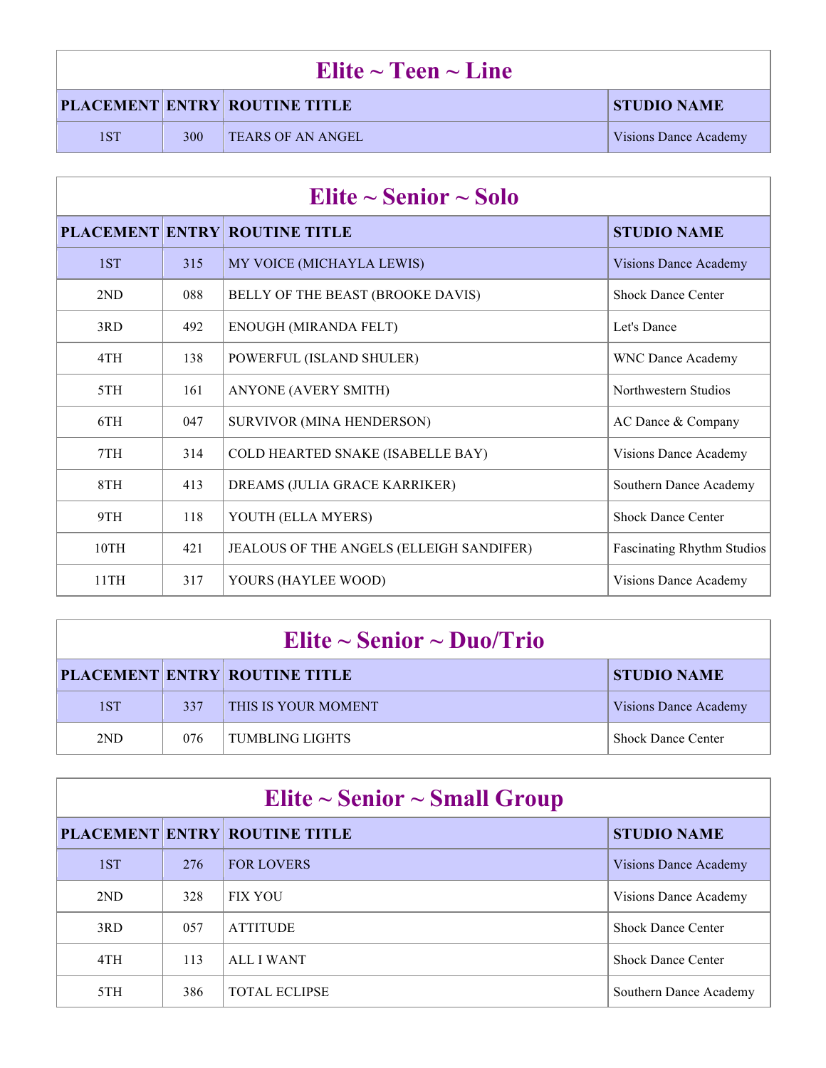## Elite ~ Teen ~ Line

| PLACEMENT | ENTRY | ROUTINE TITLE | STUDIO NAME |
|---|---|---|---|
| 1ST | 300 | TEARS OF AN ANGEL | Visions Dance Academy |

## Elite ~ Senior ~ Solo

| PLACEMENT | ENTRY | ROUTINE TITLE | STUDIO NAME |
|---|---|---|---|
| 1ST | 315 | MY VOICE (MICHAYLA LEWIS) | Visions Dance Academy |
| 2ND | 088 | BELLY OF THE BEAST (BROOKE DAVIS) | Shock Dance Center |
| 3RD | 492 | ENOUGH (MIRANDA FELT) | Let's Dance |
| 4TH | 138 | POWERFUL (ISLAND SHULER) | WNC Dance Academy |
| 5TH | 161 | ANYONE (AVERY SMITH) | Northwestern Studios |
| 6TH | 047 | SURVIVOR (MINA HENDERSON) | AC Dance & Company |
| 7TH | 314 | COLD HEARTED SNAKE (ISABELLE BAY) | Visions Dance Academy |
| 8TH | 413 | DREAMS (JULIA GRACE KARRIKER) | Southern Dance Academy |
| 9TH | 118 | YOUTH (ELLA MYERS) | Shock Dance Center |
| 10TH | 421 | JEALOUS OF THE ANGELS (ELLEIGH SANDIFER) | Fascinating Rhythm Studios |
| 11TH | 317 | YOURS (HAYLEE WOOD) | Visions Dance Academy |

## Elite ~ Senior ~ Duo/Trio

| PLACEMENT | ENTRY | ROUTINE TITLE | STUDIO NAME |
|---|---|---|---|
| 1ST | 337 | THIS IS YOUR MOMENT | Visions Dance Academy |
| 2ND | 076 | TUMBLING LIGHTS | Shock Dance Center |

## Elite ~ Senior ~ Small Group

| PLACEMENT | ENTRY | ROUTINE TITLE | STUDIO NAME |
|---|---|---|---|
| 1ST | 276 | FOR LOVERS | Visions Dance Academy |
| 2ND | 328 | FIX YOU | Visions Dance Academy |
| 3RD | 057 | ATTITUDE | Shock Dance Center |
| 4TH | 113 | ALL I WANT | Shock Dance Center |
| 5TH | 386 | TOTAL ECLIPSE | Southern Dance Academy |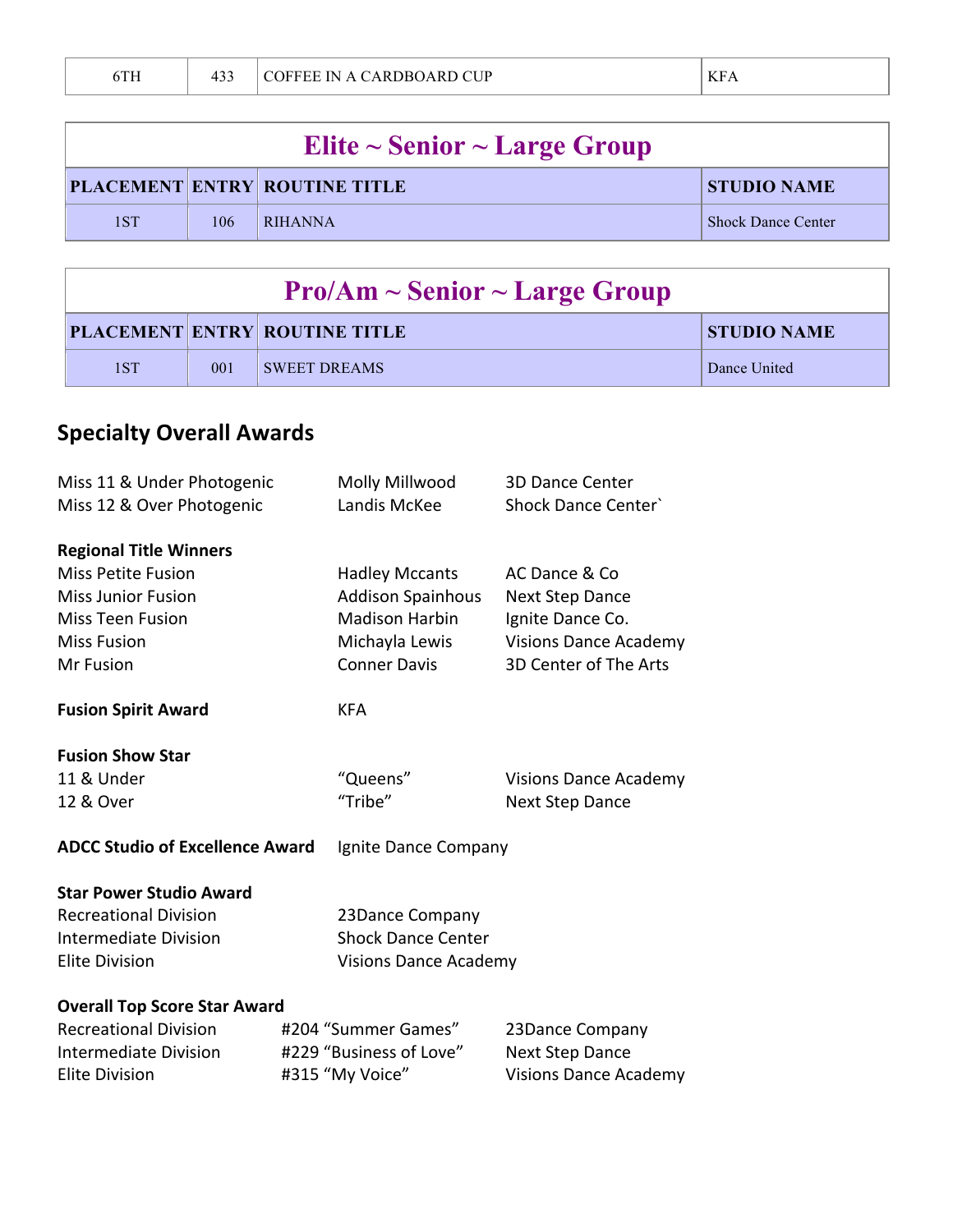| | | | |
|---|---|---|---|
| 6TH | 433 | COFFEE IN A CARDBOARD CUP | KFA |

## Elite ~ Senior ~ Large Group

| PLACEMENT | ENTRY | ROUTINE TITLE | STUDIO NAME |
|---|---|---|---|
| 1ST | 106 | RIHANNA | Shock Dance Center |

## Pro/Am ~ Senior ~ Large Group

| PLACEMENT | ENTRY | ROUTINE TITLE | STUDIO NAME |
|---|---|---|---|
| 1ST | 001 | SWEET DREAMS | Dance United |

## Specialty Overall Awards

Miss 11 & Under Photogenic — Molly Millwood — 3D Dance Center
Miss 12 & Over Photogenic — Landis McKee — Shock Dance Center`

**Regional Title Winners**

Miss Petite Fusion — Hadley Mccants — AC Dance & Co
Miss Junior Fusion — Addison Spainhous — Next Step Dance
Miss Teen Fusion — Madison Harbin — Ignite Dance Co.
Miss Fusion — Michayla Lewis — Visions Dance Academy
Mr Fusion — Conner Davis — 3D Center of The Arts

**Fusion Spirit Award** — KFA

**Fusion Show Star**

11 & Under — "Queens" — Visions Dance Academy
12 & Over — "Tribe" — Next Step Dance

**ADCC Studio of Excellence Award** — Ignite Dance Company

**Star Power Studio Award**

Recreational Division — 23Dance Company
Intermediate Division — Shock Dance Center
Elite Division — Visions Dance Academy

**Overall Top Score Star Award**

Recreational Division — #204 "Summer Games" — 23Dance Company
Intermediate Division — #229 "Business of Love" — Next Step Dance
Elite Division — #315 "My Voice" — Visions Dance Academy